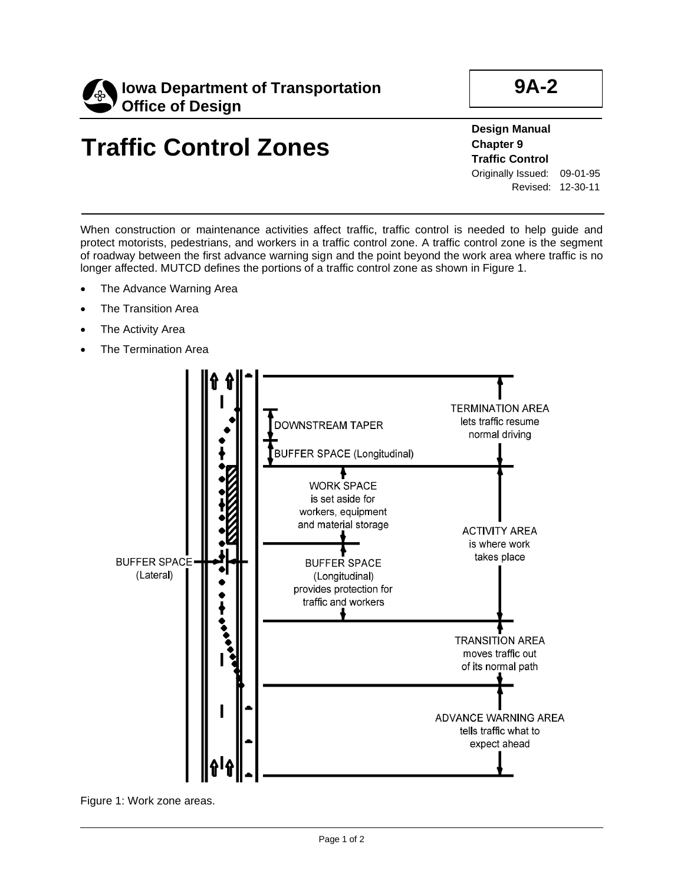**Iowa Department of Transportation**
**Office of Design**

**9A-2**

# Traffic Control Zones

**Design Manual**
**Chapter 9**
**Traffic Control**
Originally Issued: 09-01-95
Revised: 12-30-11

When construction or maintenance activities affect traffic, traffic control is needed to help guide and protect motorists, pedestrians, and workers in a traffic control zone. A traffic control zone is the segment of roadway between the first advance warning sign and the point beyond the work area where traffic is no longer affected. MUTCD defines the portions of a traffic control zone as shown in Figure 1.

- The Advance Warning Area
- The Transition Area
- The Activity Area
- The Termination Area

TERMINATION AREA lets traffic resume normal driving

DOWNSTREAM TAPER

BUFFER SPACE (Longitudinal)

WORK SPACE is set aside for workers, equipment and material storage

ACTIVITY AREA is where work takes place

BUFFER SPACE (Lateral)

BUFFER SPACE (Longitudinal) provides protection for traffic and workers

TRANSITION AREA moves traffic out of its normal path

ADVANCE WARNING AREA tells traffic what to expect ahead

Figure 1: Work zone areas.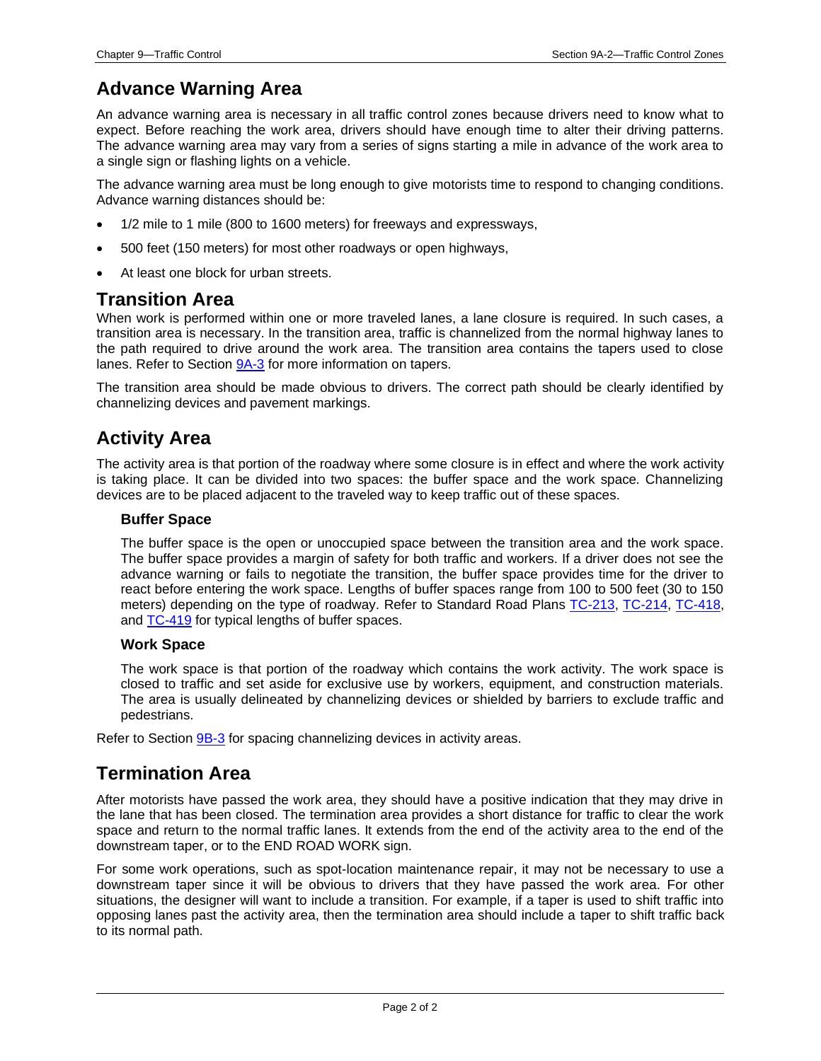## Advance Warning Area

An advance warning area is necessary in all traffic control zones because drivers need to know what to expect. Before reaching the work area, drivers should have enough time to alter their driving patterns. The advance warning area may vary from a series of signs starting a mile in advance of the work area to a single sign or flashing lights on a vehicle.

The advance warning area must be long enough to give motorists time to respond to changing conditions. Advance warning distances should be:

- 1/2 mile to 1 mile (800 to 1600 meters) for freeways and expressways,
- 500 feet (150 meters) for most other roadways or open highways,
- At least one block for urban streets.

## Transition Area

When work is performed within one or more traveled lanes, a lane closure is required. In such cases, a transition area is necessary. In the transition area, traffic is channelized from the normal highway lanes to the path required to drive around the work area. The transition area contains the tapers used to close lanes. Refer to Section 9A-3 for more information on tapers.

The transition area should be made obvious to drivers. The correct path should be clearly identified by channelizing devices and pavement markings.

## Activity Area

The activity area is that portion of the roadway where some closure is in effect and where the work activity is taking place. It can be divided into two spaces: the buffer space and the work space. Channelizing devices are to be placed adjacent to the traveled way to keep traffic out of these spaces.

### Buffer Space

The buffer space is the open or unoccupied space between the transition area and the work space. The buffer space provides a margin of safety for both traffic and workers. If a driver does not see the advance warning or fails to negotiate the transition, the buffer space provides time for the driver to react before entering the work space. Lengths of buffer spaces range from 100 to 500 feet (30 to 150 meters) depending on the type of roadway. Refer to Standard Road Plans TC-213, TC-214, TC-418, and TC-419 for typical lengths of buffer spaces.

### Work Space

The work space is that portion of the roadway which contains the work activity. The work space is closed to traffic and set aside for exclusive use by workers, equipment, and construction materials. The area is usually delineated by channelizing devices or shielded by barriers to exclude traffic and pedestrians.

Refer to Section 9B-3 for spacing channelizing devices in activity areas.

## Termination Area

After motorists have passed the work area, they should have a positive indication that they may drive in the lane that has been closed. The termination area provides a short distance for traffic to clear the work space and return to the normal traffic lanes. It extends from the end of the activity area to the end of the downstream taper, or to the END ROAD WORK sign.

For some work operations, such as spot-location maintenance repair, it may not be necessary to use a downstream taper since it will be obvious to drivers that they have passed the work area. For other situations, the designer will want to include a transition. For example, if a taper is used to shift traffic into opposing lanes past the activity area, then the termination area should include a taper to shift traffic back to its normal path.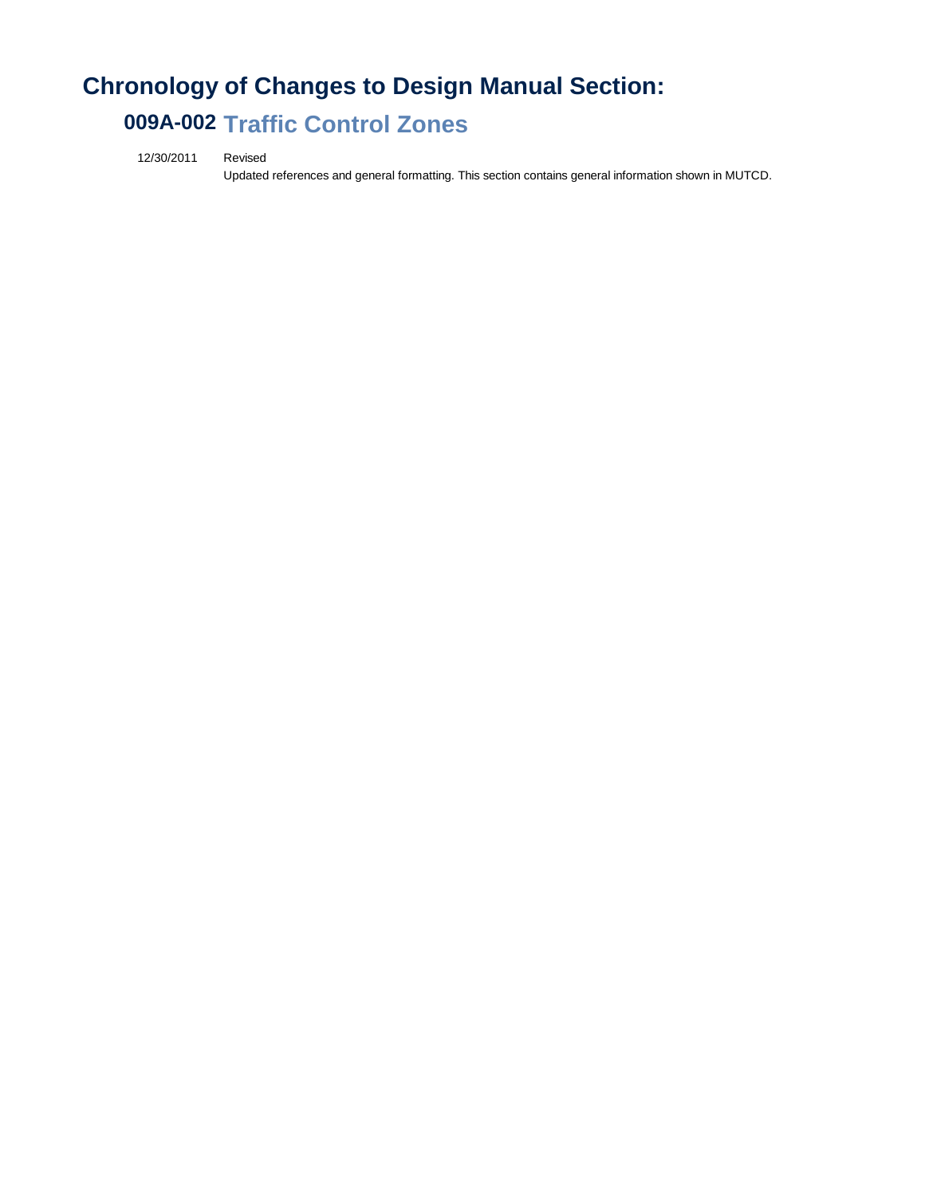# Chronology of Changes to Design Manual Section:

## 009A-002 Traffic Control Zones

12/30/2011 Revised

Updated references and general formatting. This section contains general information shown in MUTCD.